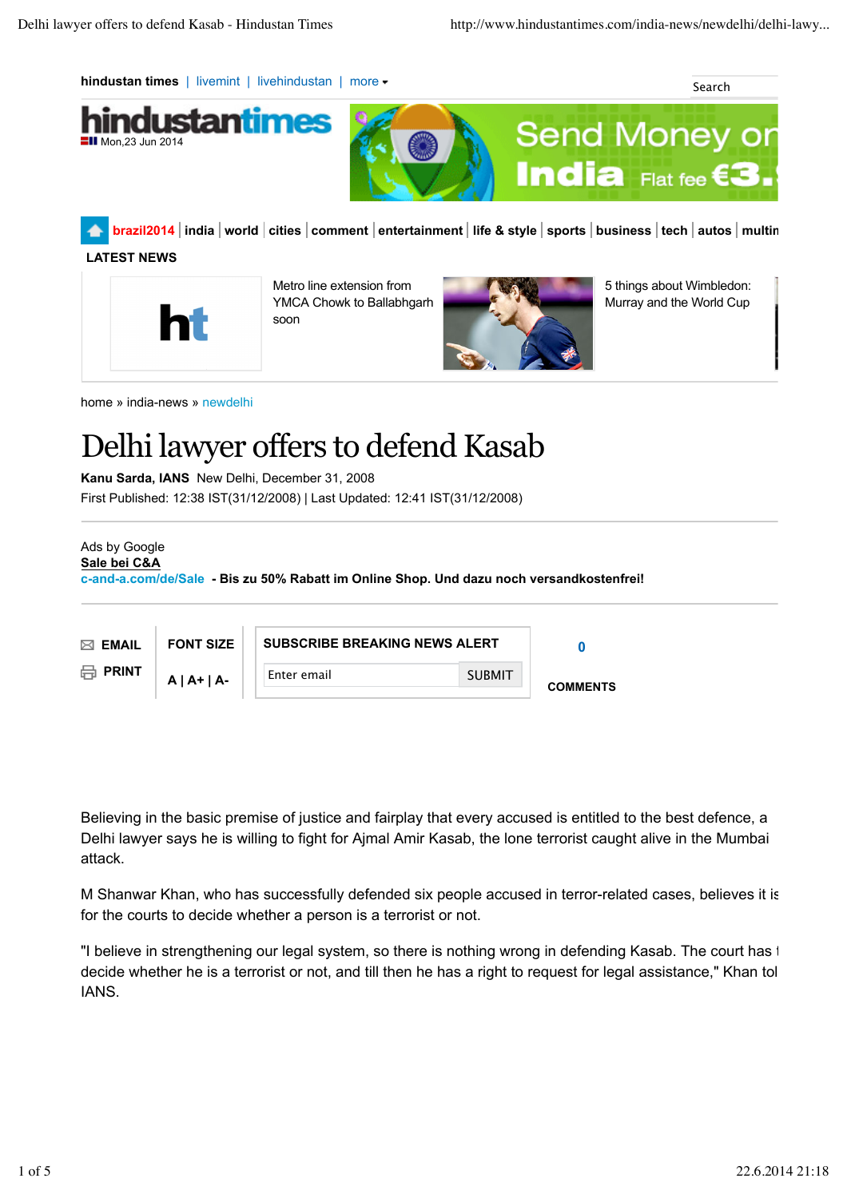hindustan times | livemint | livehindustan | more

Search

Mon,23 Jun 2014

brazil2014 | india | world | cities | comment | entertainment | life & style | sports | business | tech | autos | multin

LATEST NEWS

Metro line extension from YMCA Chowk to Ballabhgarh soon

5 things about Wimbledon: Murray and the World Cup

home » india-news » newdelhi

# Delhi lawyer offers to defend Kasab

**Kanu Sarda, IANS** New Delhi, December 31, 2008

First Published: 12:38 IST(31/12/2008) | Last Updated: 12:41 IST(31/12/2008)

Ads by Google
**Sale bei C&A**
c-and-a.com/de/Sale - **Bis zu 50% Rabatt im Online Shop. Und dazu noch versandkostenfrei!**

EMAIL | PRINT | FONT SIZE A | A+ | A- | SUBSCRIBE BREAKING NEWS ALERT | Enter email | SUBMIT | 0 COMMENTS

Believing in the basic premise of justice and fairplay that every accused is entitled to the best defence, a Delhi lawyer says he is willing to fight for Ajmal Amir Kasab, the lone terrorist caught alive in the Mumbai attack.

M Shanwar Khan, who has successfully defended six people accused in terror-related cases, believes it is for the courts to decide whether a person is a terrorist or not.

"I believe in strengthening our legal system, so there is nothing wrong in defending Kasab. The court has to decide whether he is a terrorist or not, and till then he has a right to request for legal assistance," Khan told IANS.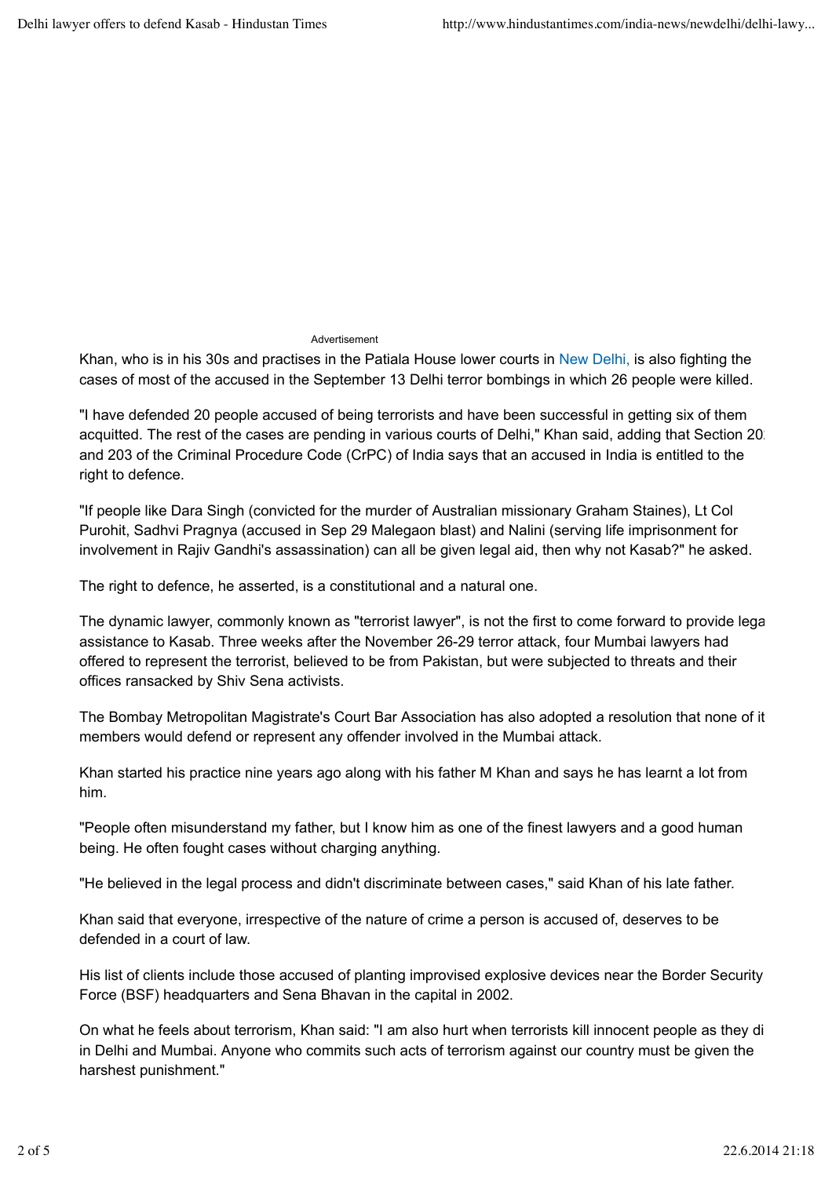Advertisement

Khan, who is in his 30s and practises in the Patiala House lower courts in New Delhi, is also fighting the cases of most of the accused in the September 13 Delhi terror bombings in which 26 people were killed.

"I have defended 20 people accused of being terrorists and have been successful in getting six of them acquitted. The rest of the cases are pending in various courts of Delhi," Khan said, adding that Section 20 and 203 of the Criminal Procedure Code (CrPC) of India says that an accused in India is entitled to the right to defence.

"If people like Dara Singh (convicted for the murder of Australian missionary Graham Staines), Lt Col Purohit, Sadhvi Pragnya (accused in Sep 29 Malegaon blast) and Nalini (serving life imprisonment for involvement in Rajiv Gandhi's assassination) can all be given legal aid, then why not Kasab?" he asked.

The right to defence, he asserted, is a constitutional and a natural one.

The dynamic lawyer, commonly known as "terrorist lawyer", is not the first to come forward to provide lega assistance to Kasab. Three weeks after the November 26-29 terror attack, four Mumbai lawyers had offered to represent the terrorist, believed to be from Pakistan, but were subjected to threats and their offices ransacked by Shiv Sena activists.

The Bombay Metropolitan Magistrate's Court Bar Association has also adopted a resolution that none of it members would defend or represent any offender involved in the Mumbai attack.

Khan started his practice nine years ago along with his father M Khan and says he has learnt a lot from him.

"People often misunderstand my father, but I know him as one of the finest lawyers and a good human being. He often fought cases without charging anything.

"He believed in the legal process and didn't discriminate between cases," said Khan of his late father.

Khan said that everyone, irrespective of the nature of crime a person is accused of, deserves to be defended in a court of law.

His list of clients include those accused of planting improvised explosive devices near the Border Security Force (BSF) headquarters and Sena Bhavan in the capital in 2002.

On what he feels about terrorism, Khan said: "I am also hurt when terrorists kill innocent people as they di in Delhi and Mumbai. Anyone who commits such acts of terrorism against our country must be given the harshest punishment."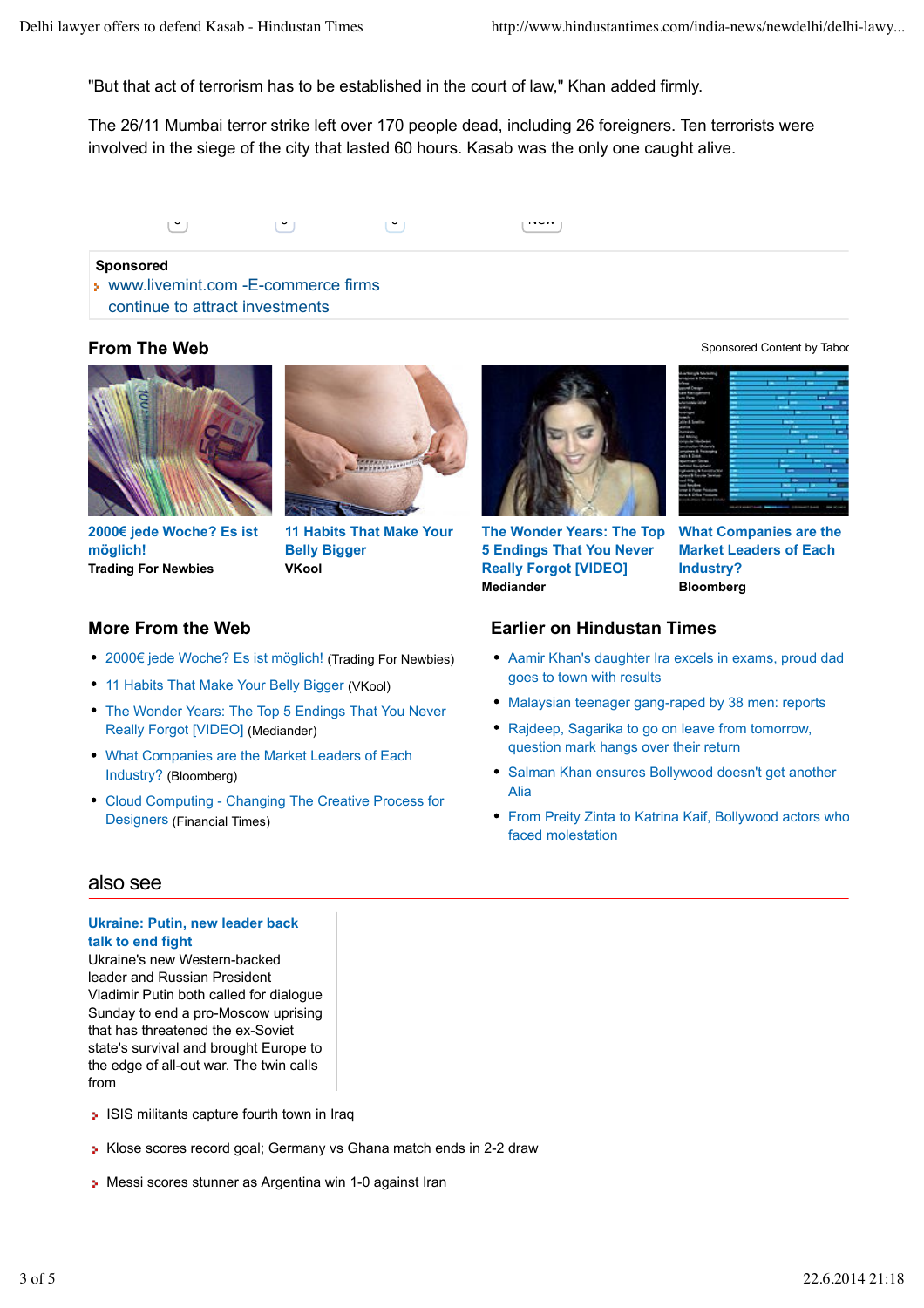"But that act of terrorism has to be established in the court of law," Khan added firmly.

The 26/11 Mumbai terror strike left over 170 people dead, including 26 foreigners. Ten terrorists were involved in the siege of the city that lasted 60 hours. Kasab was the only one caught alive.

**Sponsored**

- www.livemint.com -E-commerce firms continue to attract investments

## From The Web

Sponsored Content by Taboo

**2000€ jede Woche? Es ist möglich!**
**Trading For Newbies**

**11 Habits That Make Your Belly Bigger**
**VKool**

**The Wonder Years: The Top 5 Endings That You Never Really Forgot [VIDEO]**
**Mediander**

**What Companies are the Market Leaders of Each Industry?**
**Bloomberg**

## More From the Web

- 2000€ jede Woche? Es ist möglich! (Trading For Newbies)
- 11 Habits That Make Your Belly Bigger (VKool)
- The Wonder Years: The Top 5 Endings That You Never Really Forgot [VIDEO] (Mediander)
- What Companies are the Market Leaders of Each Industry? (Bloomberg)
- Cloud Computing - Changing The Creative Process for Designers (Financial Times)

## Earlier on Hindustan Times

- Aamir Khan's daughter Ira excels in exams, proud dad goes to town with results
- Malaysian teenager gang-raped by 38 men: reports
- Rajdeep, Sagarika to go on leave from tomorrow, question mark hangs over their return
- Salman Khan ensures Bollywood doesn't get another Alia
- From Preity Zinta to Katrina Kaif, Bollywood actors who faced molestation

## also see

**Ukraine: Putin, new leader back talk to end fight**

Ukraine's new Western-backed leader and Russian President Vladimir Putin both called for dialogue Sunday to end a pro-Moscow uprising that has threatened the ex-Soviet state's survival and brought Europe to the edge of all-out war. The twin calls from

- ISIS militants capture fourth town in Iraq
- Klose scores record goal; Germany vs Ghana match ends in 2-2 draw
- Messi scores stunner as Argentina win 1-0 against Iran